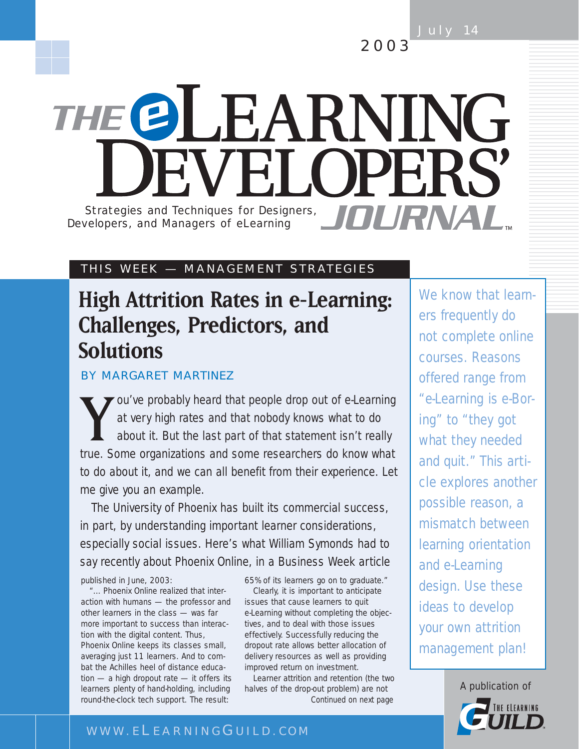July 14

2003

# THE eLEARNING DEVELOPERS' JOURNAL

Strategies and Techniques for Designers, Developers, and Managers of eLearning

THIS WEEK — MANAGEMENT STRATEGIES

## High Attrition Rates in e-Learning: Challenges, Predictors, and Solutions

BY MARGARET MARTINEZ

*We know that learners frequently do not complete online courses. Reasons offered range from "e-Learning is e-Boring" to "they got what they needed and quit." This article explores another possible reason, a mismatch between learning orientation and e-Learning design. Use these ideas to develop your own attrition management plan!*

You've probably heard that people drop out of e-Learning at very high rates and that nobody knows what to do about it. But the last part of that statement isn't really true. Some organizations and some researchers do know what to do about it, and we can all benefit from their experience. Let me give you an example.

The University of Phoenix has built its commercial success, in part, by understanding important learner considerations, especially social issues. Here's what William Symonds had to say recently about Phoenix Online, in a Business Week article published in June, 2003:

"… Phoenix Online realized that interaction with humans — the professor and other learners in the class — was far more important to success than interaction with the digital content. Thus, Phoenix Online keeps its classes small, averaging just 11 learners. And to combat the Achilles heel of distance education — a high dropout rate — it offers its learners plenty of hand-holding, including round-the-clock tech support. The result: 65% of its learners go on to graduate."

Clearly, it is important to anticipate issues that cause learners to quit e-Learning without completing the objectives, and to deal with those issues effectively. Successfully reducing the dropout rate allows better allocation of delivery resources as well as providing improved return on investment.

Learner attrition and retention (the two halves of the drop-out problem) are not

Continued on next page

A publication of THE ELEARNING GUILD

WWW.ELEARNINGGUILD.COM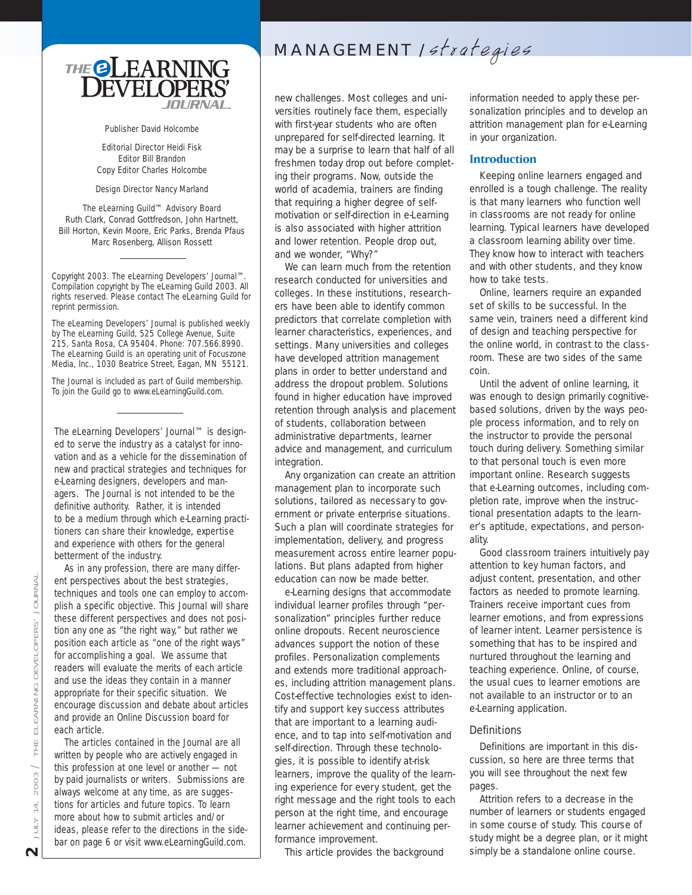# THE eLEARNING DEVELOPERS' JOURNAL

Publisher David Holcombe

Editorial Director Heidi Fisk
Editor Bill Brandon
Copy Editor Charles Holcombe

Design Director Nancy Marland

The eLearning Guild™ Advisory Board
Ruth Clark, Conrad Gottfredson, John Hartnett, Bill Horton, Kevin Moore, Eric Parks, Brenda Pfaus
Marc Rosenberg, Allison Rossett

Copyright 2003. The eLearning Developers' Journal™. Compilation copyright by The eLearning Guild 2003. All rights reserved. Please contact The eLearning Guild for reprint permission.

The eLearning Developers' Journal is published weekly by The eLearning Guild, 525 College Avenue, Suite 215, Santa Rosa, CA 95404. Phone: 707.566.8990. The eLearning Guild is an operating unit of Focuszone Media, Inc., 1030 Beatrice Street, Eagan, MN 55121.

The Journal is included as part of Guild membership. To join the Guild go to www.eLearningGuild.com.

The eLearning Developers' Journal™ is designed to serve the industry as a catalyst for innovation and as a vehicle for the dissemination of new and practical strategies and techniques for e-Learning designers, developers and managers. The Journal is not intended to be the definitive authority. Rather, it is intended to be a medium through which e-Learning practitioners can share their knowledge, expertise and experience with others for the general betterment of the industry.

As in any profession, there are many different perspectives about the best strategies, techniques and tools one can employ to accomplish a specific objective. This Journal will share these different perspectives and does not position any one as "the right way," but rather we position each article as "one of the right ways" for accomplishing a goal. We assume that readers will evaluate the merits of each article and use the ideas they contain in a manner appropriate for their specific situation. We encourage discussion and debate about articles and provide an Online Discussion board for each article.

The articles contained in the Journal are all written by people who are actively engaged in this profession at one level or another — not by paid journalists or writers. Submissions are always welcome at any time, as are suggestions for articles and future topics. To learn more about how to submit articles and/or ideas, please refer to the directions in the sidebar on page 6 or visit www.eLearningGuild.com.

---

new challenges. Most colleges and universities routinely face them, especially with first-year students who are often unprepared for self-directed learning. It may be a surprise to learn that half of all freshmen today drop out before completing their programs. Now, outside the world of academia, trainers are finding that requiring a higher degree of self-motivation or self-direction in e-Learning is also associated with higher attrition and lower retention. People drop out, and we wonder, "Why?"

We can learn much from the retention research conducted for universities and colleges. In these institutions, researchers have been able to identify common predictors that correlate completion with learner characteristics, experiences, and settings. Many universities and colleges have developed attrition management plans in order to better understand and address the dropout problem. Solutions found in higher education have improved retention through analysis and placement of students, collaboration between administrative departments, learner advice and management, and curriculum integration.

Any organization can create an attrition management plan to incorporate such solutions, tailored as necessary to government or private enterprise situations. Such a plan will coordinate strategies for implementation, delivery, and progress measurement across entire learner populations. But plans adapted from higher education can now be made better.

e-Learning designs that accommodate individual learner profiles through "personalization" principles further reduce online dropouts. Recent neuroscience advances support the notion of these profiles. Personalization complements and extends more traditional approaches, including attrition management plans. Cost-effective technologies exist to identify and support key success attributes that are important to a learning audience, and to tap into self-motivation and self-direction. Through these technologies, it is possible to identify at-risk learners, improve the quality of the learning experience for every student, get the right message and the right tools to each person at the right time, and encourage learner achievement and continuing performance improvement.

This article provides the background information needed to apply these personalization principles and to develop an attrition management plan for e-Learning in your organization.

## Introduction

Keeping online learners engaged and enrolled is a tough challenge. The reality is that many learners who function well in classrooms are not ready for online learning. Typical learners have developed a classroom learning ability over time. They know how to interact with teachers and with other students, and they know how to take tests.

Online, learners require an expanded set of skills to be successful. In the same vein, trainers need a different kind of design and teaching perspective for the online world, in contrast to the classroom. These are two sides of the same coin.

Until the advent of online learning, it was enough to design primarily cognitive-based solutions, driven by the ways people process information, and to rely on the instructor to provide the personal touch during delivery. Something similar to that personal touch is even more important online. Research suggests that e-Learning outcomes, including completion rate, improve when the instructional presentation adapts to the learner's aptitude, expectations, and personality.

Good classroom trainers intuitively pay attention to key human factors, and adjust content, presentation, and other factors as needed to promote learning. Trainers receive important cues from learner emotions, and from expressions of learner intent. Learner persistence is something that has to be inspired and nurtured throughout the learning and teaching experience. Online, of course, the usual cues to learner emotions are not available to an instructor or to an e-Learning application.

### Definitions

Definitions are important in this discussion, so here are three terms that you will see throughout the next few pages.

Attrition refers to a decrease in the number of learners or students engaged in some course of study. This course of study might be a degree plan, or it might simply be a standalone online course.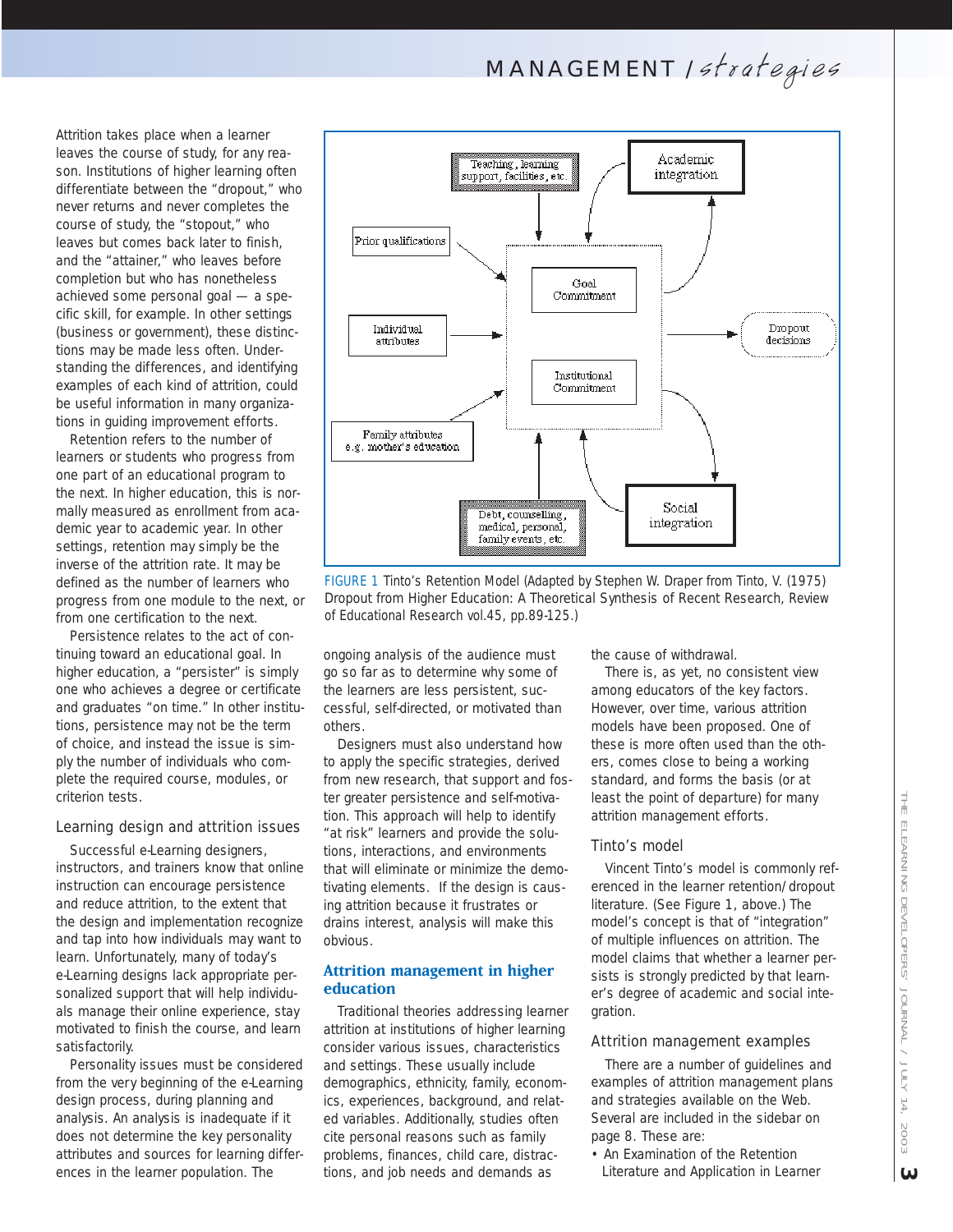Attrition takes place when a learner leaves the course of study, for any reason. Institutions of higher learning often differentiate between the "dropout," who never returns and never completes the course of study, the "stopout," who leaves but comes back later to finish, and the "attainer," who leaves before completion but who has nonetheless achieved some personal goal — a specific skill, for example. In other settings (business or government), these distinctions may be made less often. Understanding the differences, and identifying examples of each kind of attrition, could be useful information in many organizations in guiding improvement efforts.

Retention refers to the number of learners or students who progress from one part of an educational program to the next. In higher education, this is normally measured as enrollment from academic year to academic year. In other settings, retention may simply be the inverse of the attrition rate. It may be defined as the number of learners who progress from one module to the next, or from one certification to the next.

Persistence relates to the act of continuing toward an educational goal. In higher education, a "persister" is simply one who achieves a degree or certificate and graduates "on time." In other institutions, persistence may not be the term of choice, and instead the issue is simply the number of individuals who complete the required course, modules, or criterion tests.

## Learning design and attrition issues

Successful e-Learning designers, instructors, and trainers know that online instruction can encourage persistence and reduce attrition, to the extent that the design and implementation recognize and tap into how individuals may want to learn. Unfortunately, many of today's e-Learning designs lack appropriate personalized support that will help individuals manage their online experience, stay motivated to finish the course, and learn satisfactorily.

Personality issues must be considered from the very beginning of the e-Learning design process, during planning and analysis. An analysis is inadequate if it does not determine the key personality attributes and sources for learning differences in the learner population. The ongoing analysis of the audience must go so far as to determine why some of the learners are less persistent, successful, self-directed, or motivated than others.

Designers must also understand how to apply the specific strategies, derived from new research, that support and foster greater persistence and self-motivation. This approach will help to identify "at risk" learners and provide the solutions, interactions, and environments that will eliminate or minimize the demotivating elements. If the design is causing attrition because it frustrates or drains interest, analysis will make this obvious.

Teaching, learning support, facilities, etc.

Academic integration

Prior qualifications

Goal Commitment

Individual attributes

Dropout decisions

Institutional Commitment

Family attributes e.g. mother's education

Debt, counselling, medical, personal, family events, etc.

Social integration

FIGURE 1 Tinto's Retention Model (Adapted by Stephen W. Draper from Tinto, V. (1975) Dropout from Higher Education: A Theoretical Synthesis of Recent Research, Review of Educational Research vol.45, pp.89-125.)

## Attrition management in higher education

Traditional theories addressing learner attrition at institutions of higher learning consider various issues, characteristics and settings. These usually include demographics, ethnicity, family, economics, experiences, background, and related variables. Additionally, studies often cite personal reasons such as family problems, finances, child care, distractions, and job needs and demands as the cause of withdrawal.

There is, as yet, no consistent view among educators of the key factors. However, over time, various attrition models have been proposed. One of these is more often used than the others, comes close to being a working standard, and forms the basis (or at least the point of departure) for many attrition management efforts.

## Tinto's model

Vincent Tinto's model is commonly referenced in the learner retention/dropout literature. (See Figure 1, above.) The model's concept is that of "integration" of multiple influences on attrition. The model claims that whether a learner persists is strongly predicted by that learner's degree of academic and social integration.

## Attrition management examples

There are a number of guidelines and examples of attrition management plans and strategies available on the Web. Several are included in the sidebar on page 8. These are:

- An Examination of the Retention Literature and Application in Learner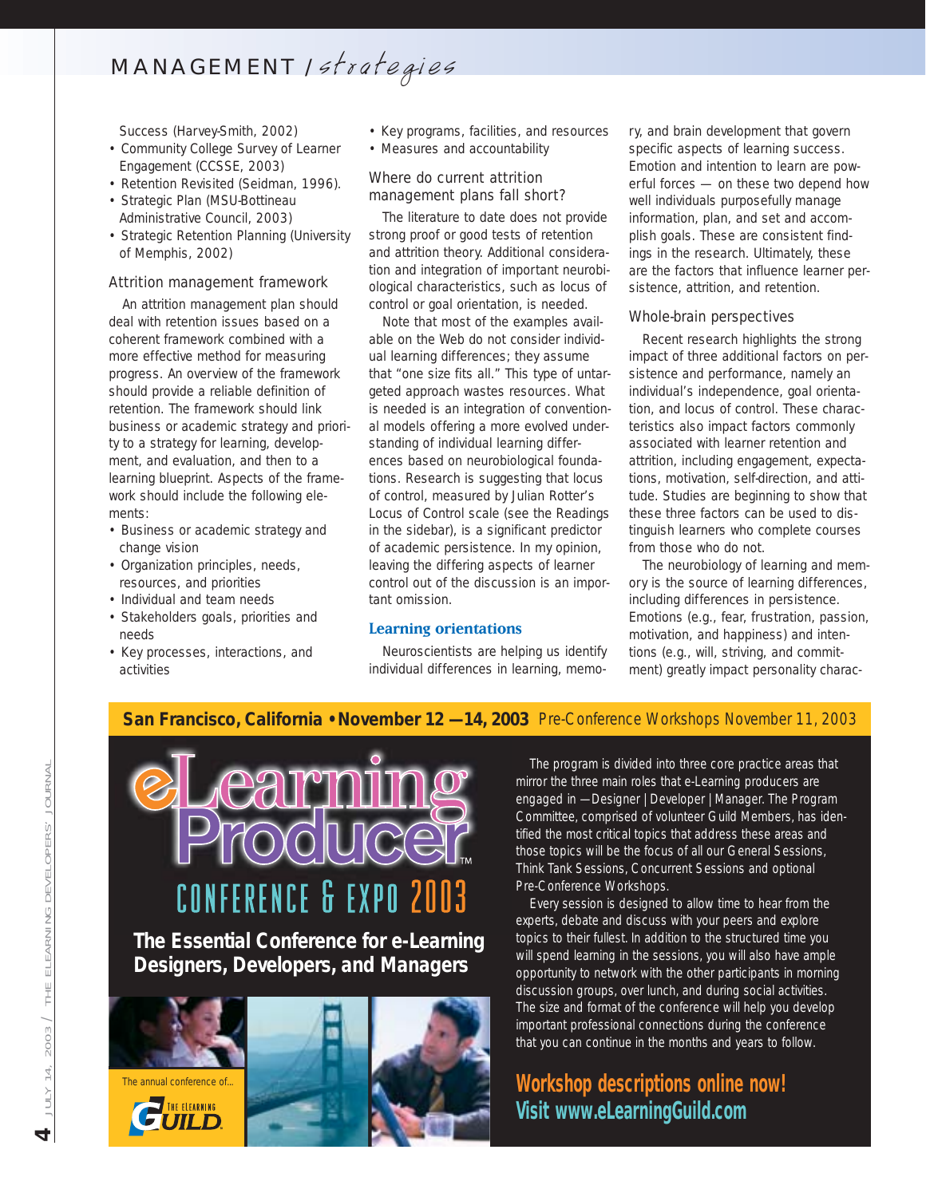Success (Harvey-Smith, 2002)

- Community College Survey of Learner Engagement (CCSSE, 2003)
- Retention Revisited (Seidman, 1996).
- Strategic Plan (MSU-Bottineau Administrative Council, 2003)
- Strategic Retention Planning (University of Memphis, 2002)

### Attrition management framework

An attrition management plan should deal with retention issues based on a coherent framework combined with a more effective method for measuring progress. An overview of the framework should provide a reliable definition of retention. The framework should link business or academic strategy and priority to a strategy for learning, development, and evaluation, and then to a learning blueprint. Aspects of the framework should include the following elements:

- Business or academic strategy and change vision
- Organization principles, needs, resources, and priorities
- Individual and team needs
- Stakeholders goals, priorities and needs
- Key processes, interactions, and activities
- Key programs, facilities, and resources
- Measures and accountability

### Where do current attrition management plans fall short?

The literature to date does not provide strong proof or good tests of retention and attrition theory. Additional consideration and integration of important neurobiological characteristics, such as locus of control or goal orientation, is needed.

Note that most of the examples available on the Web do not consider individual learning differences; they assume that "one size fits all." This type of untargeted approach wastes resources. What is needed is an integration of conventional models offering a more evolved understanding of individual learning differences based on neurobiological foundations. Research is suggesting that locus of control, measured by Julian Rotter's Locus of Control scale (see the Readings in the sidebar), is a significant predictor of academic persistence. In my opinion, leaving the differing aspects of learner control out of the discussion is an important omission.

## Learning orientations

Neuroscientists are helping us identify individual differences in learning, memory, and brain development that govern specific aspects of learning success. Emotion and intention to learn are powerful forces — on these two depend how well individuals purposefully manage information, plan, and set and accomplish goals. These are consistent findings in the research. Ultimately, these are the factors that influence learner persistence, attrition, and retention.

### Whole-brain perspectives

Recent research highlights the strong impact of three additional factors on persistence and performance, namely an individual's independence, goal orientation, and locus of control. These characteristics also impact factors commonly associated with learner retention and attrition, including engagement, expectations, motivation, self-direction, and attitude. Studies are beginning to show that these three factors can be used to distinguish learners who complete courses from those who do not.

The neurobiology of learning and memory is the source of learning differences, including differences in persistence. Emotions (e.g., fear, frustration, passion, motivation, and happiness) and intentions (e.g., will, striving, and commitment) greatly impact personality charac-

---

**San Francisco, California • November 12 — 14, 2003** Pre-Conference Workshops November 11, 2003

**eLearning Producer™ CONFERENCE & EXPO 2003**

**The Essential Conference for e-Learning Designers, Developers, and Managers**

The annual conference of... THE ELEARNING GUILD

The program is divided into three core practice areas that mirror the three main roles that e-Learning producers are engaged in — Designer | Developer | Manager. The Program Committee, comprised of volunteer Guild Members, has identified the most critical topics that address these areas and those topics will be the focus of all our General Sessions, Think Tank Sessions, Concurrent Sessions and optional Pre-Conference Workshops.

Every session is designed to allow time to hear from the experts, debate and discuss with your peers and explore topics to their fullest. In addition to the structured time you will spend learning in the sessions, you will also have ample opportunity to network with the other participants in morning discussion groups, over lunch, and during social activities. The size and format of the conference will help you develop important professional connections during the conference that you can continue in the months and years to follow.

**Workshop descriptions online now!**
**Visit www.eLearningGuild.com**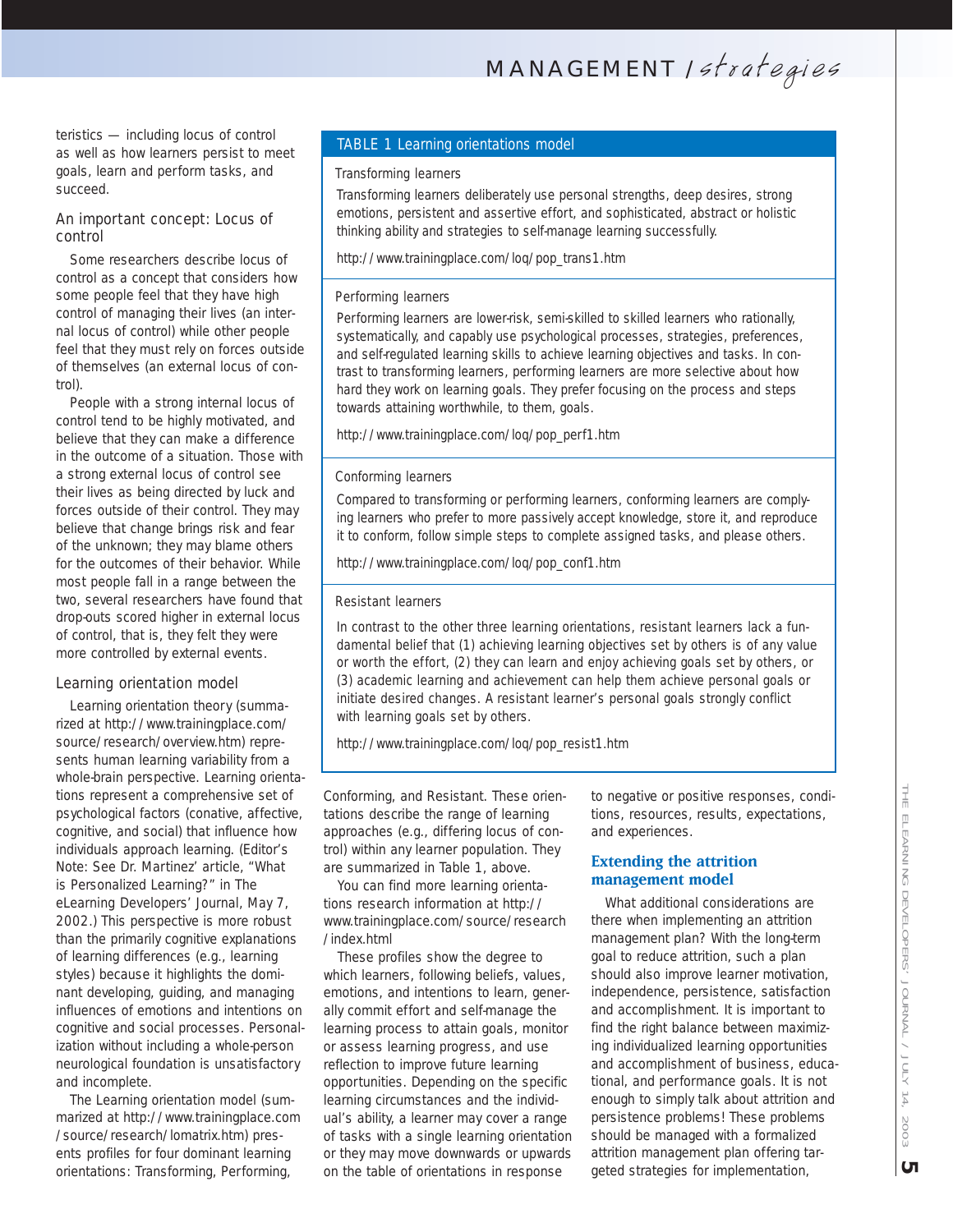teristics — including locus of control as well as how learners persist to meet goals, learn and perform tasks, and succeed.

### An important concept: Locus of control

Some researchers describe locus of control as a concept that considers how some people feel that they have high control of managing their lives (an internal locus of control) while other people feel that they must rely on forces outside of themselves (an external locus of control).

People with a strong internal locus of control tend to be highly motivated, and believe that they can make a difference in the outcome of a situation. Those with a strong external locus of control see their lives as being directed by luck and forces outside of their control. They may believe that change brings risk and fear of the unknown; they may blame others for the outcomes of their behavior. While most people fall in a range between the two, several researchers have found that drop-outs scored higher in external locus of control, that is, they felt they were more controlled by external events.

### Learning orientation model

Learning orientation theory (summarized at http://www.trainingplace.com/source/research/overview.htm) represents human learning variability from a whole-brain perspective. Learning orientations represent a comprehensive set of psychological factors (conative, affective, cognitive, and social) that influence how individuals approach learning. (Editor's Note: See Dr. Martinez' article, "What is Personalized Learning?" in The eLearning Developers' Journal, May 7, 2002.) This perspective is more robust than the primarily cognitive explanations of learning differences (e.g., learning styles) because it highlights the dominant developing, guiding, and managing influences of emotions and intentions on cognitive and social processes. Personalization without including a whole-person neurological foundation is unsatisfactory and incomplete.

The Learning orientation model (summarized at http://www.trainingplace.com/source/research/lomatrix.htm) presents profiles for four dominant learning orientations: Transforming, Performing, Conforming, and Resistant. These orientations describe the range of learning approaches (e.g., differing locus of control) within any learner population. They are summarized in Table 1, above.

**TABLE 1 Learning orientations model**

**Transforming learners**

Transforming learners deliberately use personal strengths, deep desires, strong emotions, persistent and assertive effort, and sophisticated, abstract or holistic thinking ability and strategies to self-manage learning successfully.

http://www.trainingplace.com/loq/pop_trans1.htm

**Performing learners**

Performing learners are lower-risk, semi-skilled to skilled learners who rationally, systematically, and capably use psychological processes, strategies, preferences, and self-regulated learning skills to achieve learning objectives and tasks. In contrast to transforming learners, performing learners are more selective about how hard they work on learning goals. They prefer focusing on the process and steps towards attaining worthwhile, to them, goals.

http://www.trainingplace.com/loq/pop_perf1.htm

**Conforming learners**

Compared to transforming or performing learners, conforming learners are complying learners who prefer to more passively accept knowledge, store it, and reproduce it to conform, follow simple steps to complete assigned tasks, and please others.

http://www.trainingplace.com/loq/pop_conf1.htm

**Resistant learners**

In contrast to the other three learning orientations, resistant learners lack a fundamental belief that (1) achieving learning objectives set by others is of any value or worth the effort, (2) they can learn and enjoy achieving goals set by others, or (3) academic learning and achievement can help them achieve personal goals or initiate desired changes. A resistant learner's personal goals strongly conflict with learning goals set by others.

http://www.trainingplace.com/loq/pop_resist1.htm

You can find more learning orientations research information at http://www.trainingplace.com/source/research/index.html

These profiles show the degree to which learners, following beliefs, values, emotions, and intentions to learn, generally commit effort and self-manage the learning process to attain goals, monitor or assess learning progress, and use reflection to improve future learning opportunities. Depending on the specific learning circumstances and the individual's ability, a learner may cover a range of tasks with a single learning orientation or they may move downwards or upwards on the table of orientations in response to negative or positive responses, conditions, resources, results, expectations, and experiences.

### Extending the attrition management model

What additional considerations are there when implementing an attrition management plan? With the long-term goal to reduce attrition, such a plan should also improve learner motivation, independence, persistence, satisfaction and accomplishment. It is important to find the right balance between maximizing individualized learning opportunities and accomplishment of business, educational, and performance goals. It is not enough to simply talk about attrition and persistence problems! These problems should be managed with a formalized attrition management plan offering targeted strategies for implementation,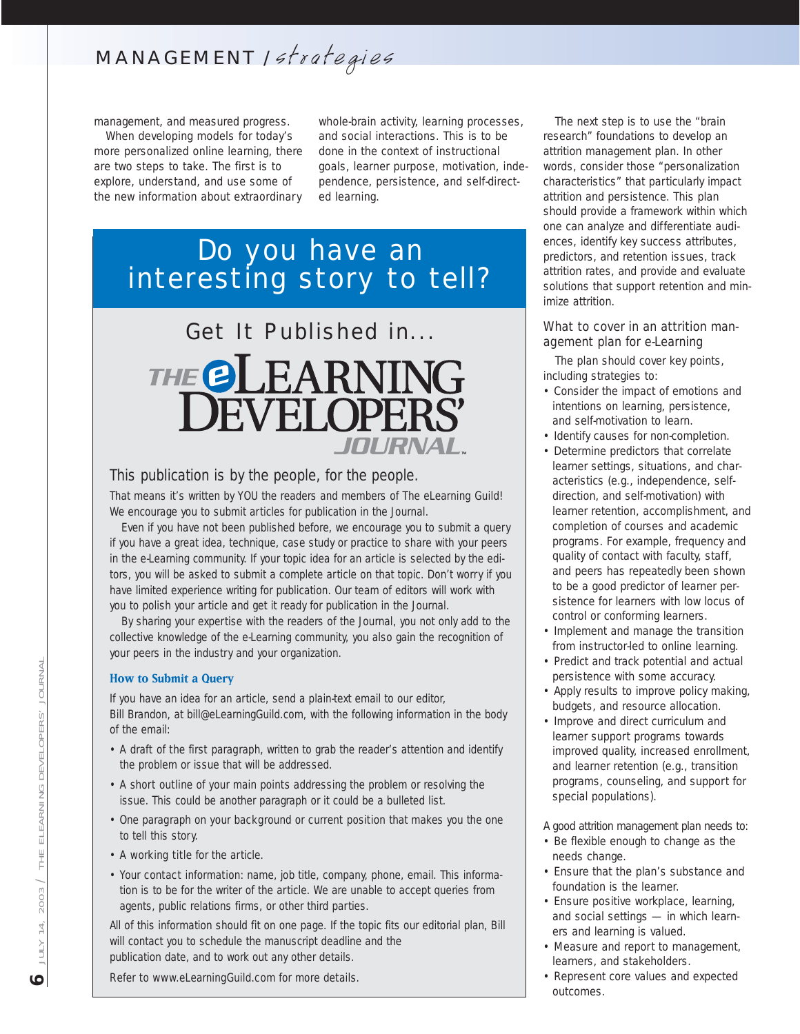management, and measured progress.

When developing models for today's more personalized online learning, there are two steps to take. The first is to explore, understand, and use some of the new information about extraordinary whole-brain activity, learning processes, and social interactions. This is to be done in the context of instructional goals, learner purpose, motivation, independence, persistence, and self-directed learning.

The next step is to use the "brain research" foundations to develop an attrition management plan. In other words, consider those "personalization characteristics" that particularly impact attrition and persistence. This plan should provide a framework within which one can analyze and differentiate audiences, identify key success attributes, predictors, and retention issues, track attrition rates, and provide and evaluate solutions that support retention and minimize attrition.

### What to cover in an attrition management plan for e-Learning

The plan should cover key points, including strategies to:

- Consider the impact of emotions and intentions on learning, persistence, and self-motivation to learn.
- Identify causes for non-completion.
- Determine predictors that correlate learner settings, situations, and characteristics (e.g., independence, self-direction, and self-motivation) with learner retention, accomplishment, and completion of courses and academic programs. For example, frequency and quality of contact with faculty, staff, and peers has repeatedly been shown to be a good predictor of learner persistence for learners with low locus of control or conforming learners.
- Implement and manage the transition from instructor-led to online learning.
- Predict and track potential and actual persistence with some accuracy.
- Apply results to improve policy making, budgets, and resource allocation.
- Improve and direct curriculum and learner support programs towards improved quality, increased enrollment, and learner retention (e.g., transition programs, counseling, and support for special populations).

A good attrition management plan needs to:

- Be flexible enough to change as the needs change.
- Ensure that the plan's substance and foundation is the learner.
- Ensure positive workplace, learning, and social settings — in which learners and learning is valued.
- Measure and report to management, learners, and stakeholders.
- Represent core values and expected outcomes.

---

## Do you have an interesting story to tell?

### Get It Published in...

**THE eLEARNING DEVELOPERS' JOURNAL™**

### This publication is by the people, for the people.

That means it's written by YOU the readers and members of The eLearning Guild! We encourage you to submit articles for publication in the Journal.

Even if you have not been published before, we encourage you to submit a query if you have a great idea, technique, case study or practice to share with your peers in the e-Learning community. If your topic idea for an article is selected by the editors, you will be asked to submit a complete article on that topic. Don't worry if you have limited experience writing for publication. Our team of editors will work with you to polish your article and get it ready for publication in the Journal.

By sharing your expertise with the readers of the Journal, you not only add to the collective knowledge of the e-Learning community, you also gain the recognition of your peers in the industry and your organization.

#### How to Submit a Query

If you have an idea for an article, send a plain-text email to our editor, Bill Brandon, at bill@eLearningGuild.com, with the following information in the body of the email:

- A draft of the first paragraph, written to grab the reader's attention and identify the problem or issue that will be addressed.
- A short outline of your main points addressing the problem or resolving the issue. This could be another paragraph or it could be a bulleted list.
- One paragraph on your background or current position that makes you the one to tell this story.
- A working title for the article.
- Your contact information: name, job title, company, phone, email. This information is to be for the writer of the article. We are unable to accept queries from agents, public relations firms, or other third parties.

All of this information should fit on one page. If the topic fits our editorial plan, Bill will contact you to schedule the manuscript deadline and the publication date, and to work out any other details.

Refer to www.eLearningGuild.com for more details.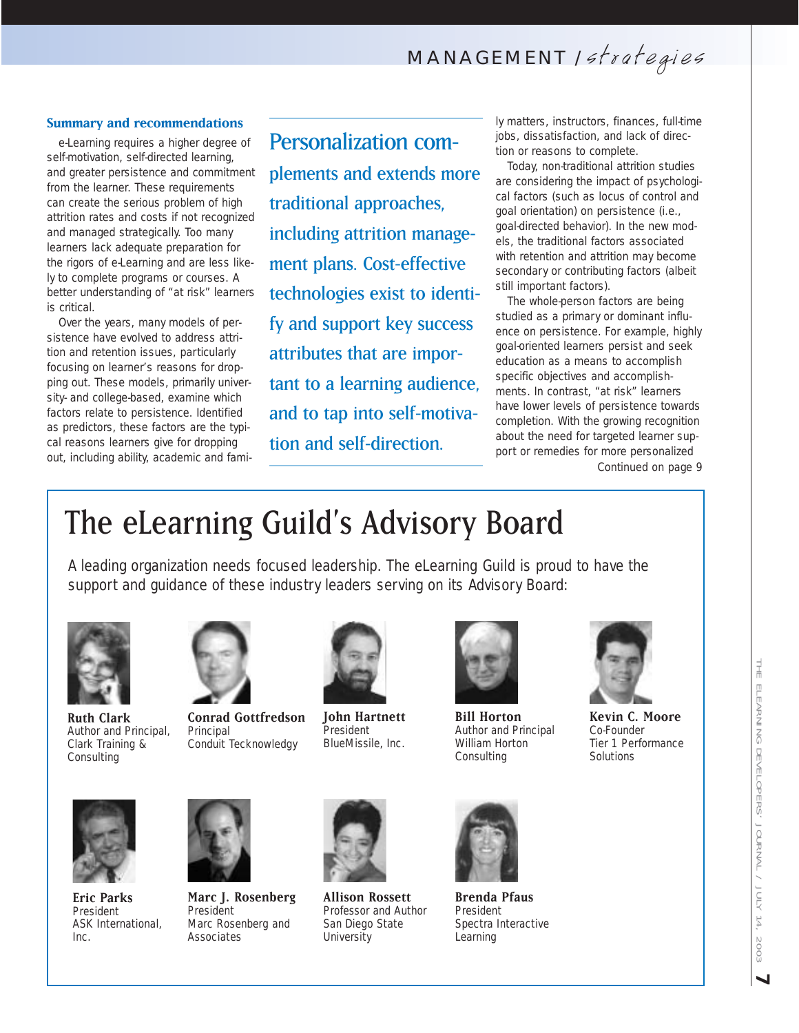## Summary and recommendations

e-Learning requires a higher degree of self-motivation, self-directed learning, and greater persistence and commitment from the learner. These requirements can create the serious problem of high attrition rates and costs if not recognized and managed strategically. Too many learners lack adequate preparation for the rigors of e-Learning and are less likely to complete programs or courses. A better understanding of "at risk" learners is critical.

Over the years, many models of persistence have evolved to address attrition and retention issues, particularly focusing on learner's reasons for dropping out. These models, primarily university- and college-based, examine which factors relate to persistence. Identified as predictors, these factors are the typical reasons learners give for dropping out, including ability, academic and family matters, instructors, finances, full-time jobs, dissatisfaction, and lack of direction or reasons to complete.

> Personalization complements and extends more traditional approaches, including attrition management plans. Cost-effective technologies exist to identify and support key success attributes that are important to a learning audience, and to tap into self-motivation and self-direction.

Today, non-traditional attrition studies are considering the impact of psychological factors (such as locus of control and goal orientation) on persistence (i.e., goal-directed behavior). In the new models, the traditional factors associated with retention and attrition may become secondary or contributing factors (albeit still important factors).

The whole-person factors are being studied as a primary or dominant influence on persistence. For example, highly goal-oriented learners persist and seek education as a means to accomplish specific objectives and accomplishments. In contrast, "at risk" learners have lower levels of persistence towards completion. With the growing recognition about the need for targeted learner support or remedies for more personalized

Continued on page 9

# The eLearning Guild's Advisory Board

A leading organization needs focused leadership. The eLearning Guild is proud to have the support and guidance of these industry leaders serving on its Advisory Board:

**Ruth Clark**
Author and Principal,
Clark Training & Consulting

**Conrad Gottfredson**
Principal
Conduit Tecknowledgy

**John Hartnett**
President
BlueMissile, Inc.

**Bill Horton**
Author and Principal
William Horton Consulting

**Kevin C. Moore**
Co-Founder
Tier 1 Performance Solutions

**Eric Parks**
President
ASK International, Inc.

**Marc J. Rosenberg**
President
Marc Rosenberg and Associates

**Allison Rossett**
Professor and Author
San Diego State University

**Brenda Pfaus**
President
Spectra Interactive Learning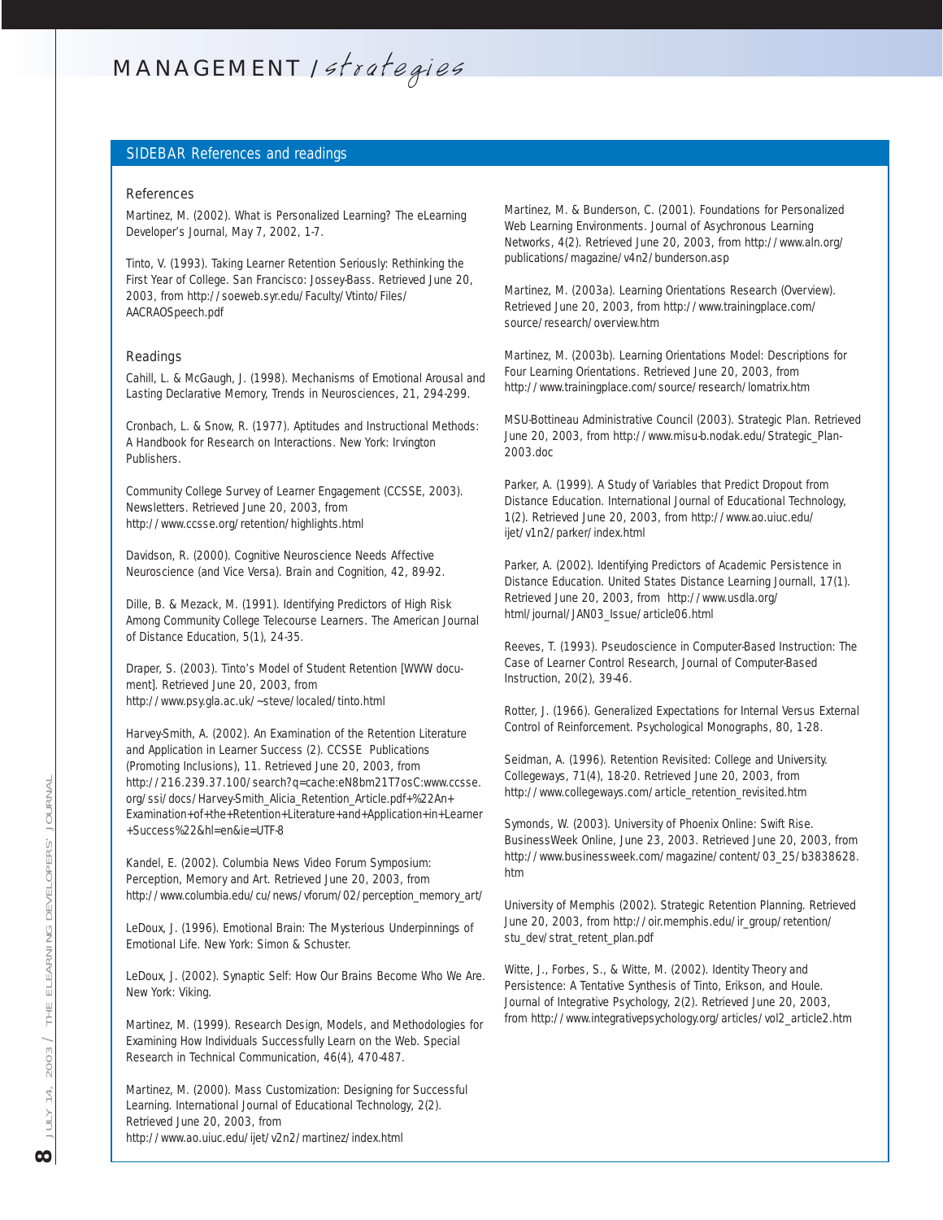## SIDEBAR References and readings

### References

Martinez, M. (2002). What is Personalized Learning? The eLearning Developer's Journal, May 7, 2002, 1-7.

Tinto, V. (1993). Taking Learner Retention Seriously: Rethinking the First Year of College. San Francisco: Jossey-Bass. Retrieved June 20, 2003, from http://soeweb.syr.edu/Faculty/Vtinto/Files/AACRAOSpeech.pdf

### Readings

Cahill, L. & McGaugh, J. (1998). Mechanisms of Emotional Arousal and Lasting Declarative Memory, Trends in Neurosciences, 21, 294-299.

Cronbach, L. & Snow, R. (1977). Aptitudes and Instructional Methods: A Handbook for Research on Interactions. New York: Irvington Publishers.

Community College Survey of Learner Engagement (CCSSE, 2003). Newsletters. Retrieved June 20, 2003, from http://www.ccsse.org/retention/highlights.html

Davidson, R. (2000). Cognitive Neuroscience Needs Affective Neuroscience (and Vice Versa). Brain and Cognition, 42, 89-92.

Dille, B. & Mezack, M. (1991). Identifying Predictors of High Risk Among Community College Telecourse Learners. The American Journal of Distance Education, 5(1), 24-35.

Draper, S. (2003). Tinto's Model of Student Retention [WWW document]. Retrieved June 20, 2003, from http://www.psy.gla.ac.uk/~steve/localed/tinto.html

Harvey-Smith, A. (2002). An Examination of the Retention Literature and Application in Learner Success (2). CCSSE Publications (Promoting Inclusions), 11. Retrieved June 20, 2003, from http://216.239.37.100/search?q=cache:eN8bm21T7osC:www.ccsse.org/ssi/docs/Harvey-Smith_Alicia_Retention_Article.pdf+%22An+Examination+of+the+Retention+Literature+and+Application+in+Learner+Success%22&hl=en&ie=UTF-8

Kandel, E. (2002). Columbia News Video Forum Symposium: Perception, Memory and Art. Retrieved June 20, 2003, from http://www.columbia.edu/cu/news/vforum/02/perception_memory_art/

LeDoux, J. (1996). Emotional Brain: The Mysterious Underpinnings of Emotional Life. New York: Simon & Schuster.

LeDoux, J. (2002). Synaptic Self: How Our Brains Become Who We Are. New York: Viking.

Martinez, M. (1999). Research Design, Models, and Methodologies for Examining How Individuals Successfully Learn on the Web. Special Research in Technical Communication, 46(4), 470-487.

Martinez, M. (2000). Mass Customization: Designing for Successful Learning. International Journal of Educational Technology, 2(2). Retrieved June 20, 2003, from http://www.ao.uiuc.edu/ijet/v2n2/martinez/index.html

Martinez, M. & Bunderson, C. (2001). Foundations for Personalized Web Learning Environments. Journal of Asychronous Learning Networks, 4(2). Retrieved June 20, 2003, from http://www.aln.org/publications/magazine/v4n2/bunderson.asp

Martinez, M. (2003a). Learning Orientations Research (Overview). Retrieved June 20, 2003, from http://www.trainingplace.com/source/research/overview.htm

Martinez, M. (2003b). Learning Orientations Model: Descriptions for Four Learning Orientations. Retrieved June 20, 2003, from http://www.trainingplace.com/source/research/lomatrix.htm

MSU-Bottineau Administrative Council (2003). Strategic Plan. Retrieved June 20, 2003, from http://www.misu-b.nodak.edu/Strategic_Plan-2003.doc

Parker, A. (1999). A Study of Variables that Predict Dropout from Distance Education. International Journal of Educational Technology, 1(2). Retrieved June 20, 2003, from http://www.ao.uiuc.edu/ijet/v1n2/parker/index.html

Parker, A. (2002). Identifying Predictors of Academic Persistence in Distance Education. United States Distance Learning Journall, 17(1). Retrieved June 20, 2003, from http://www.usdla.org/html/journal/JAN03_Issue/article06.html

Reeves, T. (1993). Pseudoscience in Computer-Based Instruction: The Case of Learner Control Research, Journal of Computer-Based Instruction, 20(2), 39-46.

Rotter, J. (1966). Generalized Expectations for Internal Versus External Control of Reinforcement. Psychological Monographs, 80, 1-28.

Seidman, A. (1996). Retention Revisited: College and University. Collegeways, 71(4), 18-20. Retrieved June 20, 2003, from http://www.collegeways.com/article_retention_revisited.htm

Symonds, W. (2003). University of Phoenix Online: Swift Rise. BusinessWeek Online, June 23, 2003. Retrieved June 20, 2003, from http://www.businessweek.com/magazine/content/03_25/b3838628.htm

University of Memphis (2002). Strategic Retention Planning. Retrieved June 20, 2003, from http://oir.memphis.edu/ir_group/retention/stu_dev/strat_retent_plan.pdf

Witte, J., Forbes, S., & Witte, M. (2002). Identity Theory and Persistence: A Tentative Synthesis of Tinto, Erikson, and Houle. Journal of Integrative Psychology, 2(2). Retrieved June 20, 2003, from http://www.integrativepsychology.org/articles/vol2_article2.htm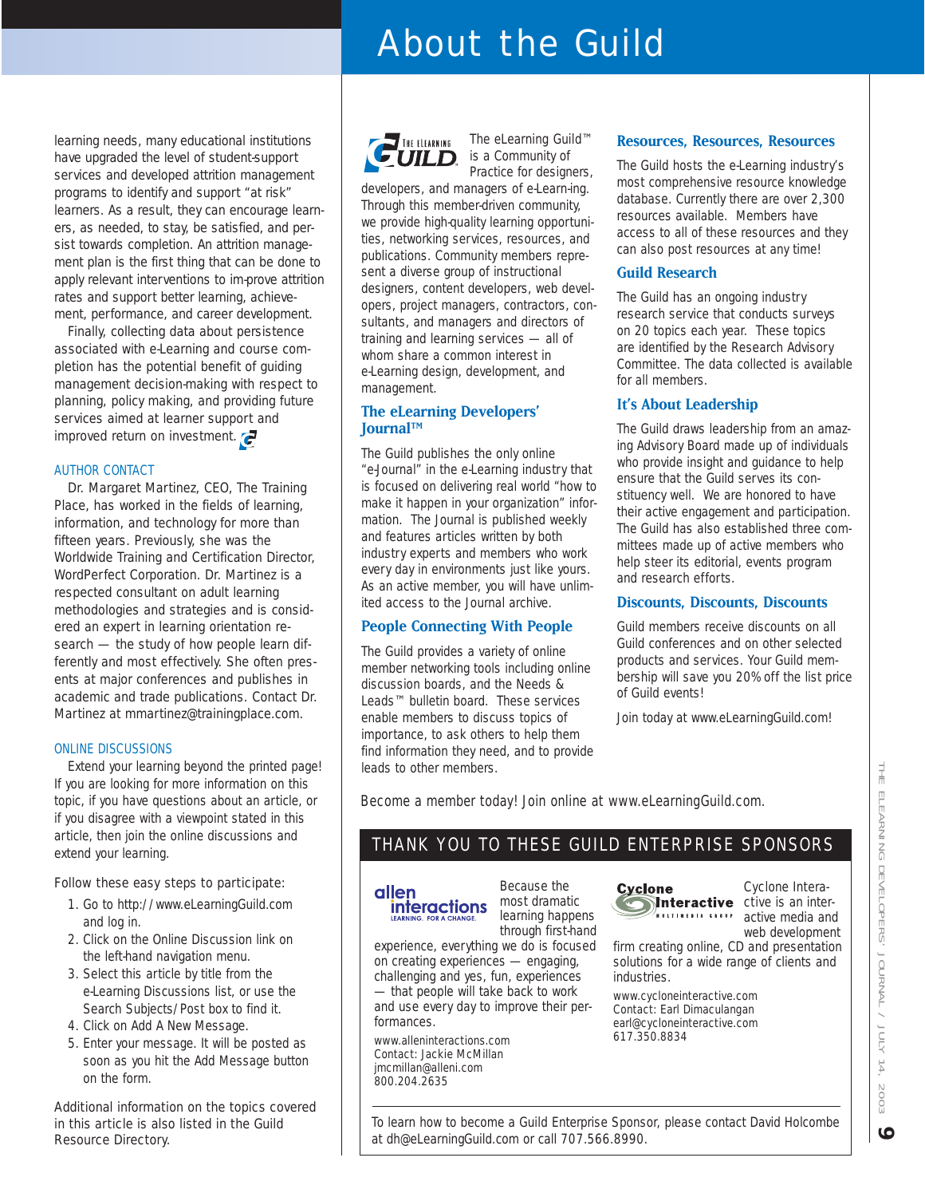learning needs, many educational institutions have upgraded the level of student-support services and developed attrition management programs to identify and support "at risk" learners. As a result, they can encourage learners, as needed, to stay, be satisfied, and persist towards completion. An attrition management plan is the first thing that can be done to apply relevant interventions to im-prove attrition rates and support better learning, achievement, performance, and career development.

Finally, collecting data about persistence associated with e-Learning and course completion has the potential benefit of guiding management decision-making with respect to planning, policy making, and providing future services aimed at learner support and improved return on investment.

### AUTHOR CONTACT

Dr. Margaret Martinez, CEO, The Training Place, has worked in the fields of learning, information, and technology for more than fifteen years. Previously, she was the Worldwide Training and Certification Director, WordPerfect Corporation. Dr. Martinez is a respected consultant on adult learning methodologies and strategies and is considered an expert in learning orientation research — the study of how people learn differently and most effectively. She often presents at major conferences and publishes in academic and trade publications. Contact Dr. Martinez at mmartinez@trainingplace.com.

### ONLINE DISCUSSIONS

Extend your learning beyond the printed page! If you are looking for more information on this topic, if you have questions about an article, or if you disagree with a viewpoint stated in this article, then join the online discussions and extend your learning.

Follow these easy steps to participate:

1. Go to http://www.eLearningGuild.com and log in.
2. Click on the Online Discussion link on the left-hand navigation menu.
3. Select this article by title from the e-Learning Discussions list, or use the Search Subjects/Post box to find it.
4. Click on Add A New Message.
5. Enter your message. It will be posted as soon as you hit the Add Message button on the form.

Additional information on the topics covered in this article is also listed in the Guild Resource Directory.

# About the Guild

The eLearning Guild™ is a Community of Practice for designers, developers, and managers of e-Learn-ing. Through this member-driven community, we provide high-quality learning opportunities, networking services, resources, and publications. Community members represent a diverse group of instructional designers, content developers, web developers, project managers, contractors, consultants, and managers and directors of training and learning services — all of whom share a common interest in e-Learning design, development, and management.

### The eLearning Developers' Journal™

The Guild publishes the only online "e-Journal" in the e-Learning industry that is focused on delivering real world "how to make it happen in your organization" information. The Journal is published weekly and features articles written by both industry experts and members who work every day in environments just like yours. As an active member, you will have unlimited access to the Journal archive.

### People Connecting With People

The Guild provides a variety of online member networking tools including online discussion boards, and the Needs & Leads™ bulletin board. These services enable members to discuss topics of importance, to ask others to help them find information they need, and to provide leads to other members.

### Resources, Resources, Resources

The Guild hosts the e-Learning industry's most comprehensive resource knowledge database. Currently there are over 2,300 resources available. Members have access to all of these resources and they can also post resources at any time!

### Guild Research

The Guild has an ongoing industry research service that conducts surveys on 20 topics each year. These topics are identified by the Research Advisory Committee. The data collected is available for all members.

### It's About Leadership

The Guild draws leadership from an amazing Advisory Board made up of individuals who provide insight and guidance to help ensure that the Guild serves its constituency well. We are honored to have their active engagement and participation. The Guild has also established three committees made up of active members who help steer its editorial, events program and research efforts.

### Discounts, Discounts, Discounts

Guild members receive discounts on all Guild conferences and on other selected products and services. Your Guild membership will save you 20% off the list price of Guild events!

Join today at www.eLearningGuild.com!

Become a member today! Join online at www.eLearningGuild.com.

## THANK YOU TO THESE GUILD ENTERPRISE SPONSORS

**allen interactions** — LEARNING. FOR A CHANGE.

Because the most dramatic learning happens through first-hand experience, everything we do is focused on creating experiences — engaging, challenging and yes, fun, experiences — that people will take back to work and use every day to improve their performances.

www.alleninteractions.com
Contact: Jackie McMillan
jmcmillan@alleni.com
800.204.2635

**Cyclone Interactive** — MULTIMEDIA GROUP

Cyclone Interactive is an interactive media and web development firm creating online, CD and presentation solutions for a wide range of clients and industries.

www.cycloneinteractive.com
Contact: Earl Dimaculangan
earl@cycloneinteractive.com
617.350.8834

To learn how to become a Guild Enterprise Sponsor, please contact David Holcombe at dh@eLearningGuild.com or call 707.566.8990.